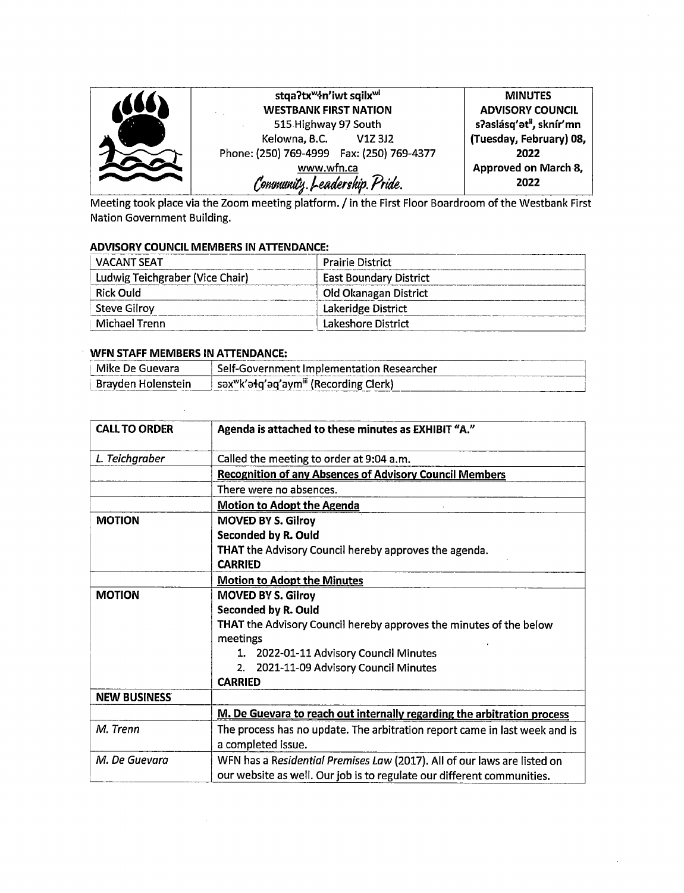| | | |
|---|---|---|
| | **stqaʔtxʷɬn'iwt sqilxʷ**<br>**WESTBANK FIRST NATION**<br>515 Highway 97 South<br>Kelowna, B.C. V1Z 3J2<br>Phone: (250) 769-4999 Fax: (250) 769-4377<br>www.wfn.ca<br>*Community. Leadership. Pride.* | **MINUTES**<br>**ADVISORY COUNCIL**<br>**sʔaslásq'ət[ii], skník'mn**<br>**(Tuesday, February) 08, 2022**<br>**Approved on March 8, 2022** |

Meeting took place via the Zoom meeting platform. / in the First Floor Boardroom of the Westbank First Nation Government Building.

**ADVISORY COUNCIL MEMBERS IN ATTENDANCE:**

| | |
|---|---|
| VACANT SEAT | Prairie District |
| Ludwig Teichgraber (Vice Chair) | East Boundary District |
| Rick Ould | Old Okanagan District |
| Steve Gilroy | Lakeridge District |
| Michael Trenn | Lakeshore District |

**WFN STAFF MEMBERS IN ATTENDANCE:**

| | |
|---|---|
| Mike De Guevara | Self-Government Implementation Researcher |
| Brayden Holenstein | səxʷk'əɬq'əq'aym[iii] (Recording Clerk) |

| | |
|---|---|
| **CALL TO ORDER** | **Agenda is attached to these minutes as EXHIBIT "A."** |
| *L. Teichgraber* | Called the meeting to order at 9:04 a.m. |
| | **Recognition of any Absences of Advisory Council Members** |
| | There were no absences. |
| | **Motion to Adopt the Agenda** |
| **MOTION** | **MOVED BY S. Gilroy**<br>**Seconded by R. Ould**<br>**THAT** the Advisory Council hereby approves the agenda.<br>**CARRIED** |
| | **Motion to Adopt the Minutes** |
| **MOTION** | **MOVED BY S. Gilroy**<br>**Seconded by R. Ould**<br>**THAT** the Advisory Council hereby approves the minutes of the below meetings<br>1. 2022-01-11 Advisory Council Minutes<br>2. 2021-11-09 Advisory Council Minutes<br>**CARRIED** |
| **NEW BUSINESS** | |
| | **M. De Guevara to reach out internally regarding the arbitration process** |
| *M. Trenn* | The process has no update. The arbitration report came in last week and is a completed issue. |
| *M. De Guevara* | WFN has a *Residential Premises Law* (2017). All of our laws are listed on our website as well. Our job is to regulate our different communities. |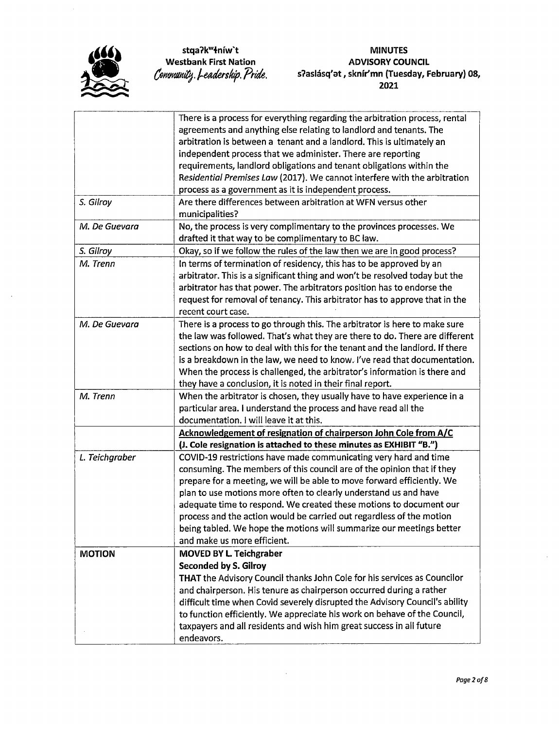| | |
|---|---|
| | There is a process for everything regarding the arbitration process, rental agreements and anything else relating to landlord and tenants. The arbitration is between a tenant and a landlord. This is ultimately an independent process that we administer. There are reporting requirements, landlord obligations and tenant obligations within the *Residential Premises Law* (2017). We cannot interfere with the arbitration process as a government as it is independent process. |
| *S. Gilroy* | Are there differences between arbitration at WFN versus other municipalities? |
| *M. De Guevara* | No, the process is very complimentary to the provinces processes. We drafted it that way to be complimentary to BC law. |
| *S. Gilroy* | Okay, so if we follow the rules of the law then we are in good process? |
| *M. Trenn* | In terms of termination of residency, this has to be approved by an arbitrator. This is a significant thing and won't be resolved today but the arbitrator has that power. The arbitrators position has to endorse the request for removal of tenancy. This arbitrator has to approve that in the recent court case. |
| *M. De Guevara* | There is a process to go through this. The arbitrator is here to make sure the law was followed. That's what they are there to do. There are different sections on how to deal with this for the tenant and the landlord. If there is a breakdown in the law, we need to know. I've read that documentation. When the process is challenged, the arbitrator's information is there and they have a conclusion, it is noted in their final report. |
| *M. Trenn* | When the arbitrator is chosen, they usually have to have experience in a particular area. I understand the process and have read all the documentation. I will leave it at this. |
| | **Acknowledgement of resignation of chairperson John Cole from A/C** **(J. Cole resignation is attached to these minutes as EXHIBIT "B.")** |
| *L. Teichgraber* | COVID-19 restrictions have made communicating very hard and time consuming. The members of this council are of the opinion that if they prepare for a meeting, we will be able to move forward efficiently. We plan to use motions more often to clearly understand us and have adequate time to respond. We created these motions to document our process and the action would be carried out regardless of the motion being tabled. We hope the motions will summarize our meetings better and make us more efficient. |
| **MOTION** | **MOVED BY L. Teichgraber** **Seconded by S. Gilroy** **THAT** the Advisory Council thanks John Cole for his services as Councilor and chairperson. His tenure as chairperson occurred during a rather difficult time when Covid severely disrupted the Advisory Council's ability to function efficiently. We appreciate his work on behave of the Council, taxpayers and all residents and wish him great success in all future endeavors. |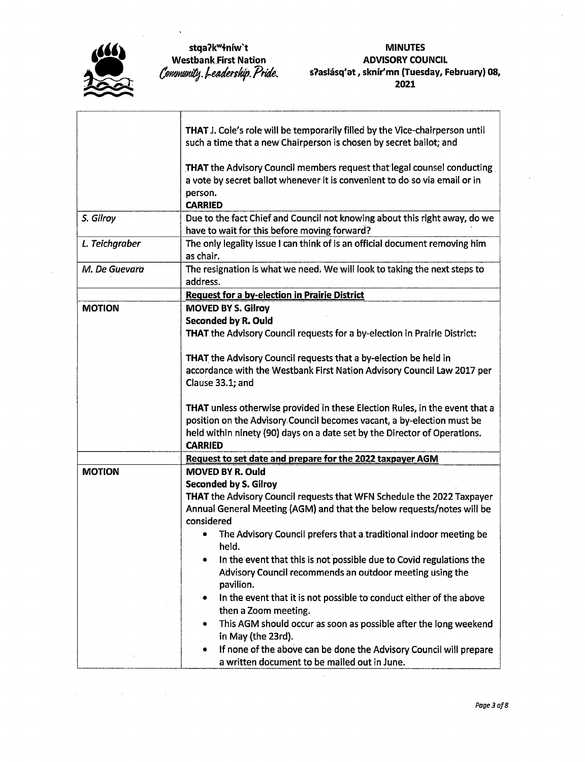stqaʔkʷɬníw't
Westbank First Nation
*Community. Leadership. Pride.*

**MINUTES**
**ADVISORY COUNCIL**
**sʔaslásq'ət , skníṙmn (Tuesday, February) 08, 2021**

| | |
|---|---|
| | **THAT** J. Cole's role will be temporarily filled by the Vice-chairperson until such a time that a new Chairperson is chosen by secret ballot; and<br><br>**THAT** the Advisory Council members request that legal counsel conducting a vote by secret ballot whenever it is convenient to do so via email or in person.<br>**CARRIED** |
| *S. Gilroy* | Due to the fact Chief and Council not knowing about this right away, do we have to wait for this before moving forward? |
| *L. Teichgraber* | The only legality issue I can think of is an official document removing him as chair. |
| *M. De Guevara* | The resignation is what we need. We will look to taking the next steps to address. |
| | **Request for a by-election in Prairie District** |
| **MOTION** | **MOVED BY S. Gilroy**<br>**Seconded by R. Ould**<br>**THAT** the Advisory Council requests for a by-election in Prairie District:<br><br>**THAT** the Advisory Council requests that a by-election be held in accordance with the Westbank First Nation Advisory Council Law 2017 per Clause 33.1; and<br><br>**THAT** unless otherwise provided in these Election Rules, in the event that a position on the Advisory Council becomes vacant, a by-election must be held within ninety (90) days on a date set by the Director of Operations.<br>**CARRIED** |
| | **Request to set date and prepare for the 2022 taxpayer AGM** |
| **MOTION** | **MOVED BY R. Ould**<br>**Seconded by S. Gilroy**<br>**THAT** the Advisory Council requests that WFN Schedule the 2022 Taxpayer Annual General Meeting (AGM) and that the below requests/notes will be considered<br>• The Advisory Council prefers that a traditional indoor meeting be held.<br>• In the event that this is not possible due to Covid regulations the Advisory Council recommends an outdoor meeting using the pavilion.<br>• In the event that it is not possible to conduct either of the above then a Zoom meeting.<br>• This AGM should occur as soon as possible after the long weekend in May (the 23rd).<br>• If none of the above can be done the Advisory Council will prepare a written document to be mailed out in June. |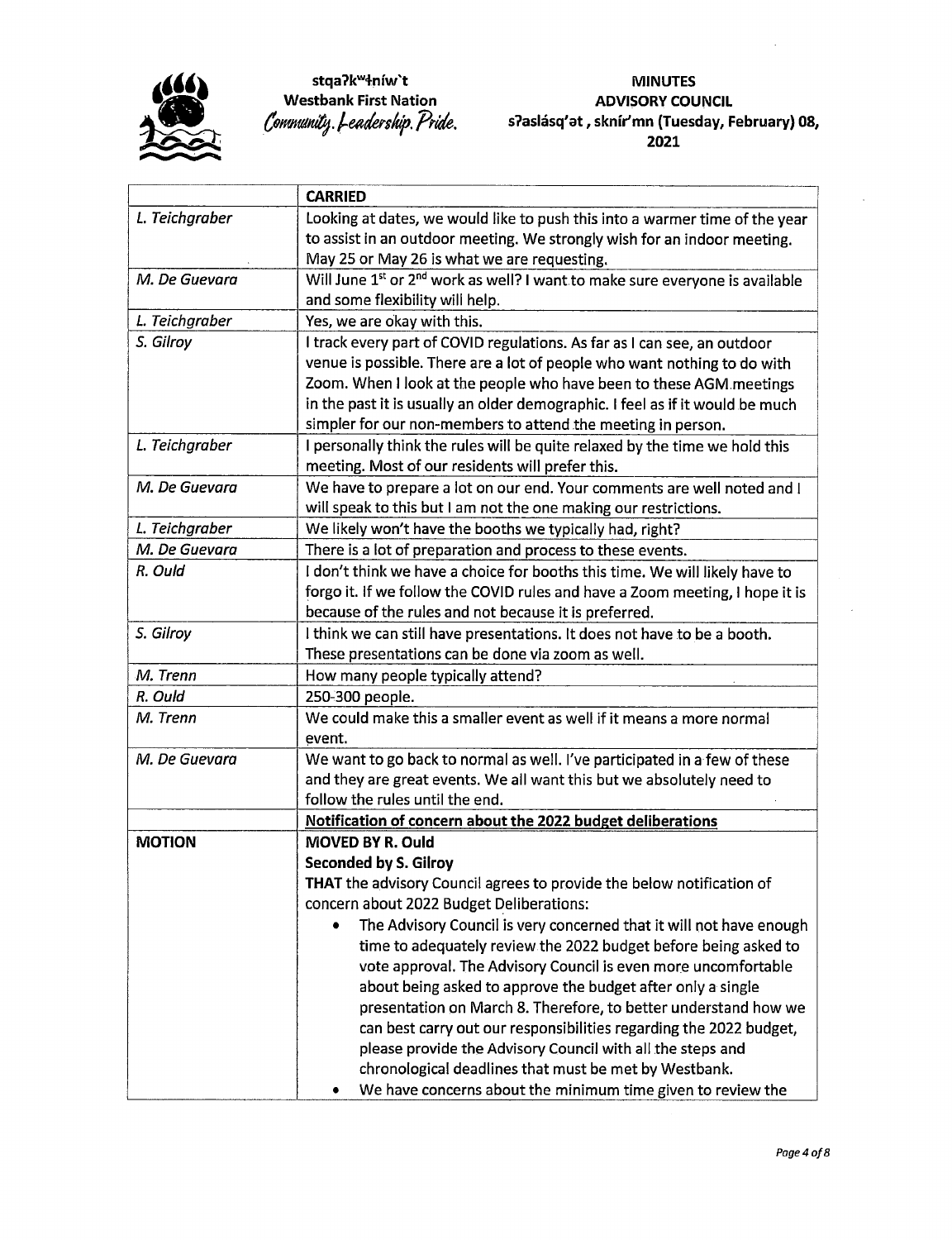| | |
|---|---|
| | **CARRIED** |
| *L. Teichgraber* | Looking at dates, we would like to push this into a warmer time of the year to assist in an outdoor meeting. We strongly wish for an indoor meeting. May 25 or May 26 is what we are requesting. |
| *M. De Guevara* | Will June 1st or 2nd work as well? I want to make sure everyone is available and some flexibility will help. |
| *L. Teichgraber* | Yes, we are okay with this. |
| *S. Gilroy* | I track every part of COVID regulations. As far as I can see, an outdoor venue is possible. There are a lot of people who want nothing to do with Zoom. When I look at the people who have been to these AGM meetings in the past it is usually an older demographic. I feel as if it would be much simpler for our non-members to attend the meeting in person. |
| *L. Teichgraber* | I personally think the rules will be quite relaxed by the time we hold this meeting. Most of our residents will prefer this. |
| *M. De Guevara* | We have to prepare a lot on our end. Your comments are well noted and I will speak to this but I am not the one making our restrictions. |
| *L. Teichgraber* | We likely won't have the booths we typically had, right? |
| *M. De Guevara* | There is a lot of preparation and process to these events. |
| *R. Ould* | I don't think we have a choice for booths this time. We will likely have to forgo it. If we follow the COVID rules and have a Zoom meeting, I hope it is because of the rules and not because it is preferred. |
| *S. Gilroy* | I think we can still have presentations. It does not have to be a booth. These presentations can be done via zoom as well. |
| *M. Trenn* | How many people typically attend? |
| *R. Ould* | 250-300 people. |
| *M. Trenn* | We could make this a smaller event as well if it means a more normal event. |
| *M. De Guevara* | We want to go back to normal as well. I've participated in a few of these and they are great events. We all want this but we absolutely need to follow the rules until the end. |
| | **<u>Notification of concern about the 2022 budget deliberations</u>** |
| **MOTION** | **MOVED BY R. Ould**<br>**Seconded by S. Gilroy**<br>**THAT** the advisory Council agrees to provide the below notification of concern about 2022 Budget Deliberations:<br>• The Advisory Council is very concerned that it will not have enough time to adequately review the 2022 budget before being asked to vote approval. The Advisory Council is even more uncomfortable about being asked to approve the budget after only a single presentation on March 8. Therefore, to better understand how we can best carry out our responsibilities regarding the 2022 budget, please provide the Advisory Council with all the steps and chronological deadlines that must be met by Westbank.<br>• We have concerns about the minimum time given to review the |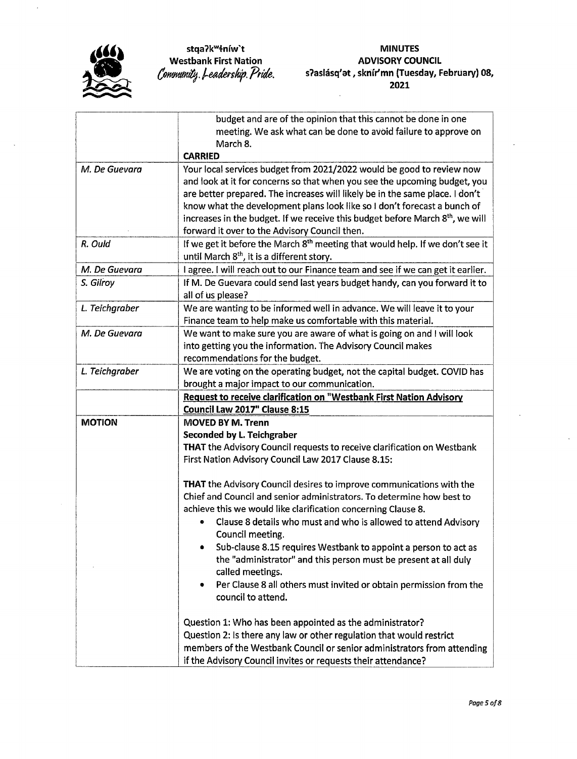| | |
|---|---|
| | budget and are of the opinion that this cannot be done in one meeting. We ask what can be done to avoid failure to approve on March 8.<br>**CARRIED** |
| *M. De Guevara* | Your local services budget from 2021/2022 would be good to review now and look at it for concerns so that when you see the upcoming budget, you are better prepared. The increases will likely be in the same place. I don't know what the development plans look like so I don't forecast a bunch of increases in the budget. If we receive this budget before March 8th, we will forward it over to the Advisory Council then. |
| *R. Ould* | If we get it before the March 8th meeting that would help. If we don't see it until March 8th, it is a different story. |
| *M. De Guevara* | I agree. I will reach out to our Finance team and see if we can get it earlier. |
| *S. Gilroy* | If M. De Guevara could send last years budget handy, can you forward it to all of us please? |
| *L. Teichgraber* | We are wanting to be informed well in advance. We will leave it to your Finance team to help make us comfortable with this material. |
| *M. De Guevara* | We want to make sure you are aware of what is going on and I will look into getting you the information. The Advisory Council makes recommendations for the budget. |
| *L. Teichgraber* | We are voting on the operating budget, not the capital budget. COVID has brought a major impact to our communication. |
| | **Request to receive clarification on "Westbank First Nation Advisory Council Law 2017" Clause 8:15** |
| **MOTION** | **MOVED BY M. Trenn**<br>**Seconded by L. Teichgraber**<br>**THAT** the Advisory Council requests to receive clarification on Westbank First Nation Advisory Council Law 2017 Clause 8.15:<br><br>**THAT** the Advisory Council desires to improve communications with the Chief and Council and senior administrators. To determine how best to achieve this we would like clarification concerning Clause 8.<br>• Clause 8 details who must and who is allowed to attend Advisory Council meeting.<br>• Sub-clause 8.15 requires Westbank to appoint a person to act as the "administrator" and this person must be present at all duly called meetings.<br>• Per Clause 8 all others must invited or obtain permission from the council to attend.<br><br>Question 1: Who has been appointed as the administrator?<br>Question 2: Is there any law or other regulation that would restrict members of the Westbank Council or senior administrators from attending if the Advisory Council invites or requests their attendance? |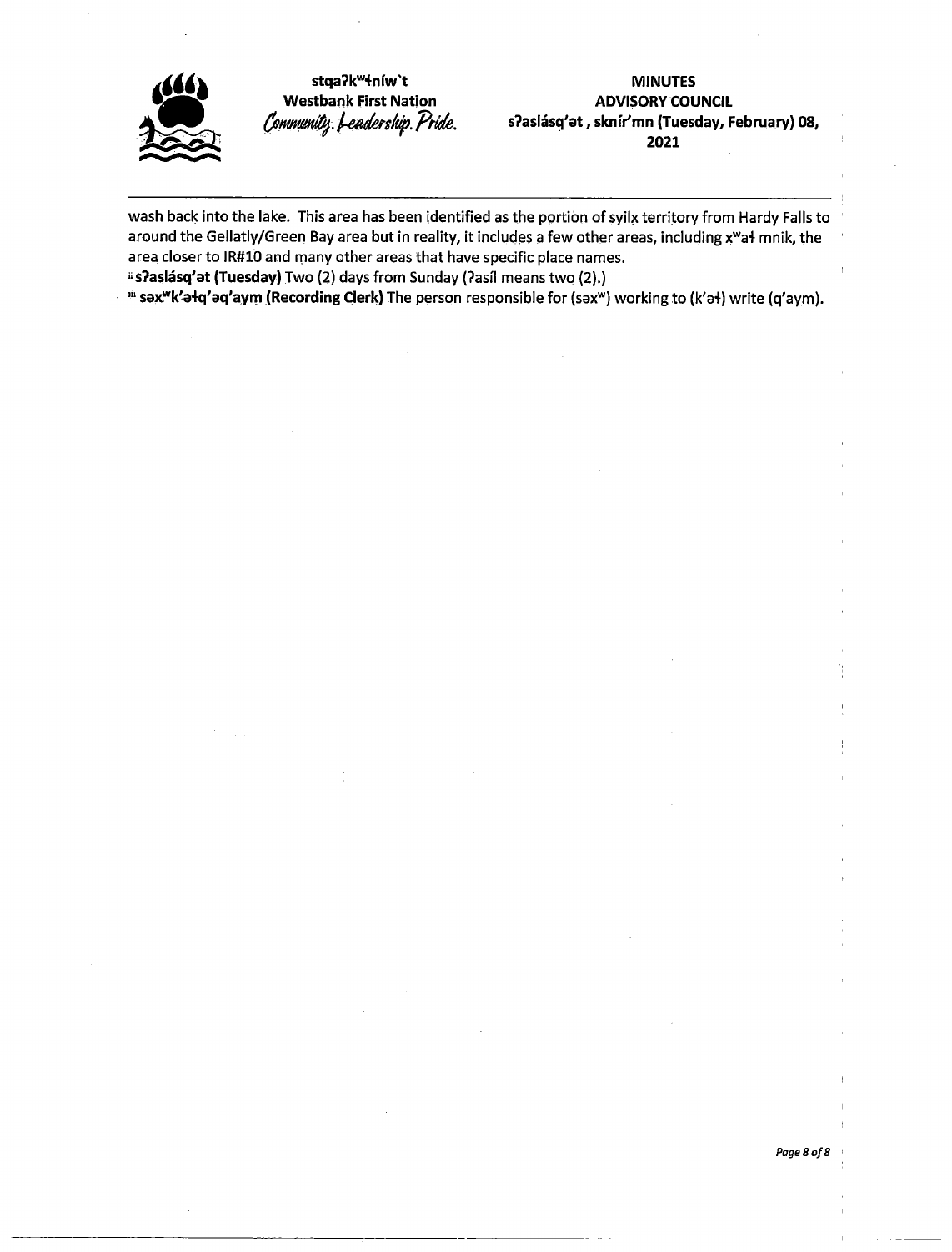wash back into the lake. This area has been identified as the portion of syilx territory from Hardy Falls to around the Gellatly/Green Bay area but in reality, it includes a few other areas, including xʷaɬ mnik, the area closer to IR#10 and many other areas that have specific place names.

[ii] **sʔaslásq'ət (Tuesday)** Two (2) days from Sunday (ʔasíl means two (2).)

[iii] **səxʷk'əɬq'əq'aym (Recording Clerk)** The person responsible for (səxʷ) working to (k'əɬ) write (q'aym).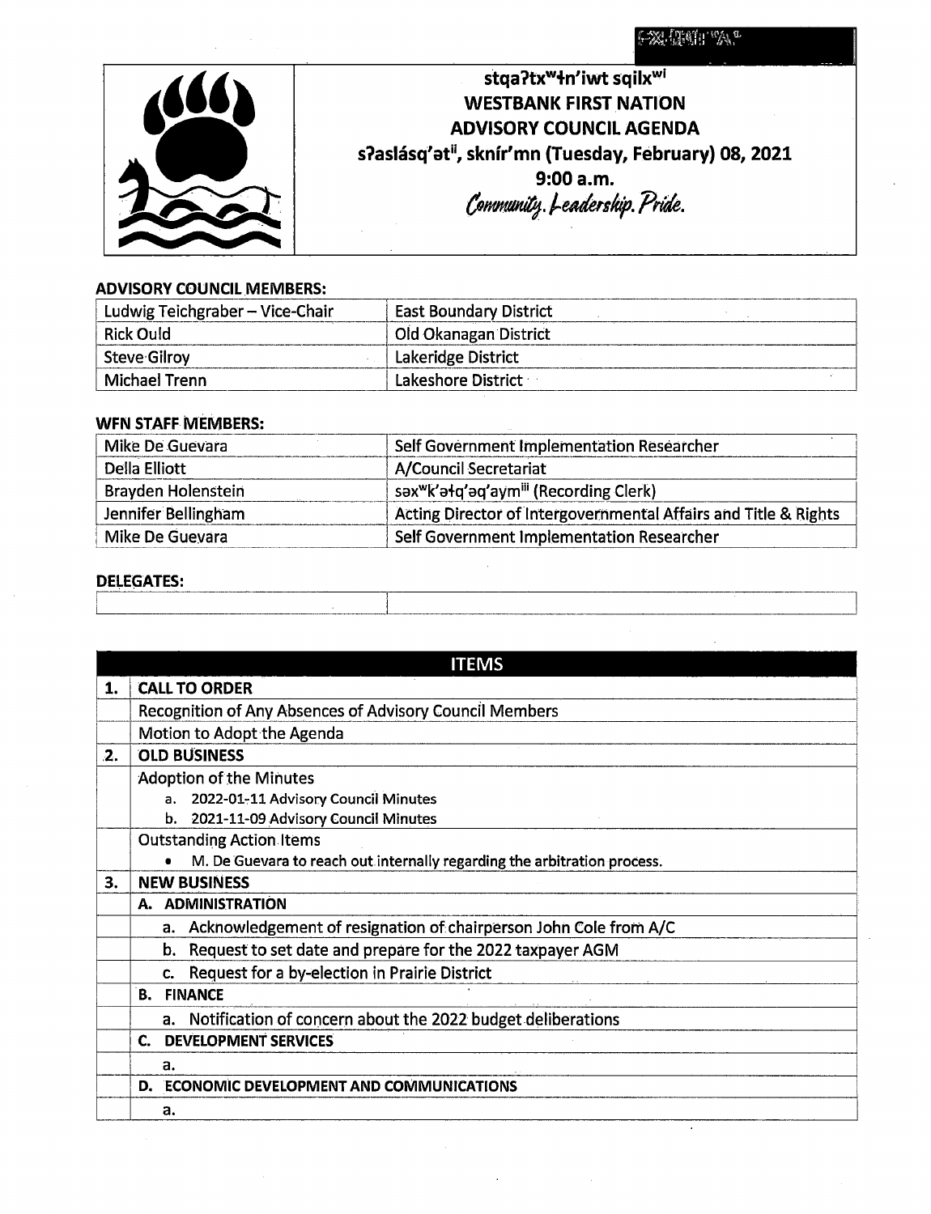# stqaʔtxʷɬn'iwt sqilxʷ[i]
# WESTBANK FIRST NATION
# ADVISORY COUNCIL AGENDA
## sʔaslásq'ət[ii], skníṙmn (Tuesday, February) 08, 2021
## 9:00 a.m.
*Community. Leadership. Pride.*

**ADVISORY COUNCIL MEMBERS:**

| | |
|---|---|
| Ludwig Teichgraber – Vice-Chair | East Boundary District |
| Rick Ould | Old Okanagan District |
| Steve Gilroy | Lakeridge District |
| Michael Trenn | Lakeshore District |

**WFN STAFF MEMBERS:**

| | |
|---|---|
| Mike De Guevara | Self Government Implementation Researcher |
| Della Elliott | A/Council Secretariat |
| Brayden Holenstein | səxʷk'əɬq'əq'aym[iii] (Recording Clerk) |
| Jennifer Bellingham | Acting Director of Intergovernmental Affairs and Title & Rights |
| Mike De Guevara | Self Government Implementation Researcher |

**DELEGATES:**

| | |
|---|---|
| | |

| | ITEMS |
|---|---|
| **1.** | **CALL TO ORDER** |
| | Recognition of Any Absences of Advisory Council Members |
| | Motion to Adopt the Agenda |
| **2.** | **OLD BUSINESS** |
| | Adoption of the Minutes<br>a. 2022-01-11 Advisory Council Minutes<br>b. 2021-11-09 Advisory Council Minutes |
| | Outstanding Action Items<br>• M. De Guevara to reach out internally regarding the arbitration process. |
| **3.** | **NEW BUSINESS** |
| | **A. ADMINISTRATION** |
| | a. Acknowledgement of resignation of chairperson John Cole from A/C |
| | b. Request to set date and prepare for the 2022 taxpayer AGM |
| | c. Request for a by-election in Prairie District |
| | **B. FINANCE** |
| | a. Notification of concern about the 2022 budget deliberations |
| | **C. DEVELOPMENT SERVICES** |
| | a. |
| | **D. ECONOMIC DEVELOPMENT AND COMMUNICATIONS** |
| | a. |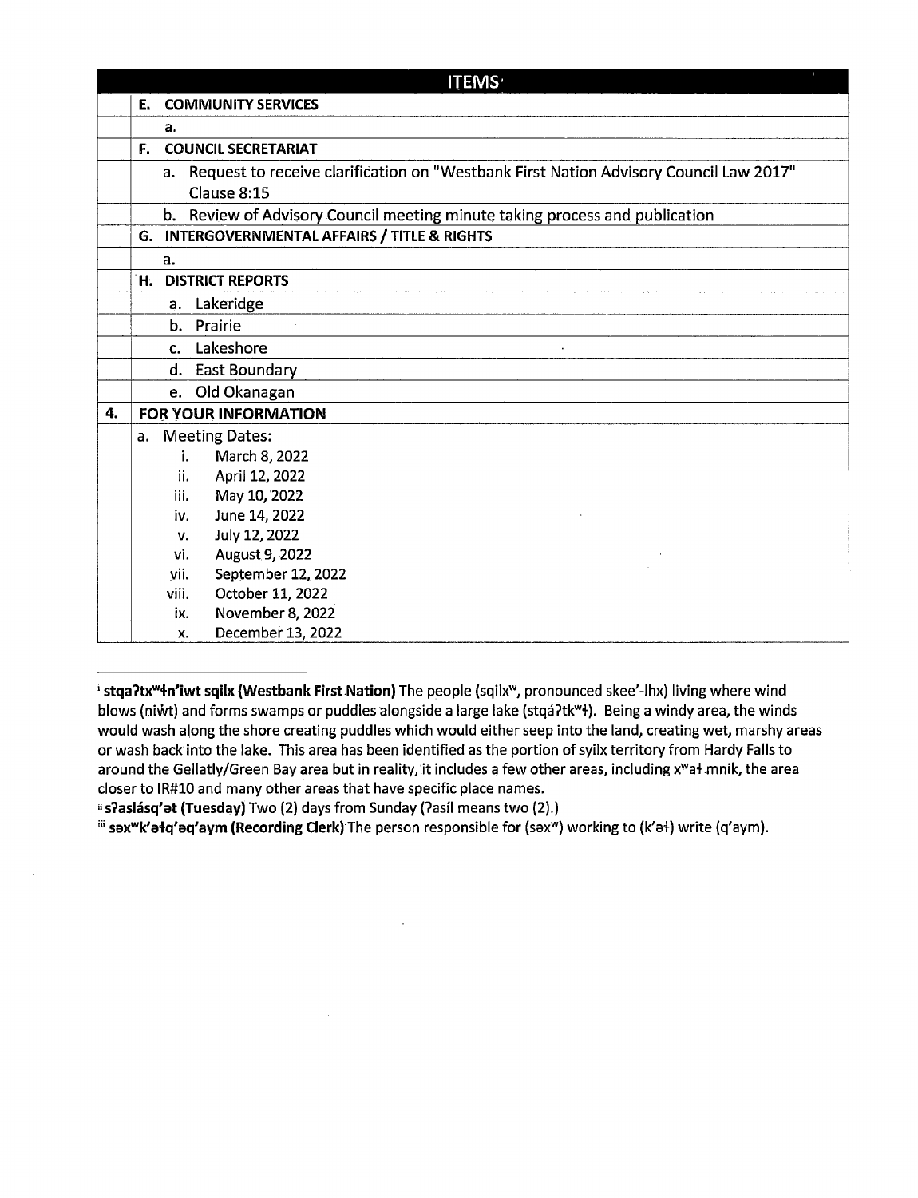| | ITEMS |
|---|---|
| | **E. COMMUNITY SERVICES** |
| | a. |
| | **F. COUNCIL SECRETARIAT** |
| | a. Request to receive clarification on "Westbank First Nation Advisory Council Law 2017" Clause 8:15 |
| | b. Review of Advisory Council meeting minute taking process and publication |
| | **G. INTERGOVERNMENTAL AFFAIRS / TITLE & RIGHTS** |
| | a. |
| | **H. DISTRICT REPORTS** |
| | a. Lakeridge |
| | b. Prairie |
| | c. Lakeshore |
| | d. East Boundary |
| | e. Old Okanagan |
| **4.** | **FOR YOUR INFORMATION** |
| | a. Meeting Dates:<br>i. March 8, 2022<br>ii. April 12, 2022<br>iii. May 10, 2022<br>iv. June 14, 2022<br>v. July 12, 2022<br>vi. August 9, 2022<br>vii. September 12, 2022<br>viii. October 11, 2022<br>ix. November 8, 2022<br>x. December 13, 2022 |

---

[i] **stqaʔtxʷɬn'iwt sqilx (Westbank First Nation)** The people (sqilxʷ, pronounced skee'-lhx) living where wind blows (niw̓t) and forms swamps or puddles alongside a large lake (stqáʔtkʷɬ). Being a windy area, the winds would wash along the shore creating puddles which would either seep into the land, creating wet, marshy areas or wash back into the lake. This area has been identified as the portion of syilx territory from Hardy Falls to around the Gellatly/Green Bay area but in reality, it includes a few other areas, including xʷaɬ mnik, the area closer to IR#10 and many other areas that have specific place names.

[ii] **sʔaslásq'ət (Tuesday)** Two (2) days from Sunday (ʔasíl means two (2).)

[iii] **səxʷk'əɬq'əq'aym (Recording Clerk)** The person responsible for (səxʷ) working to (k'əɬ) write (q'aym).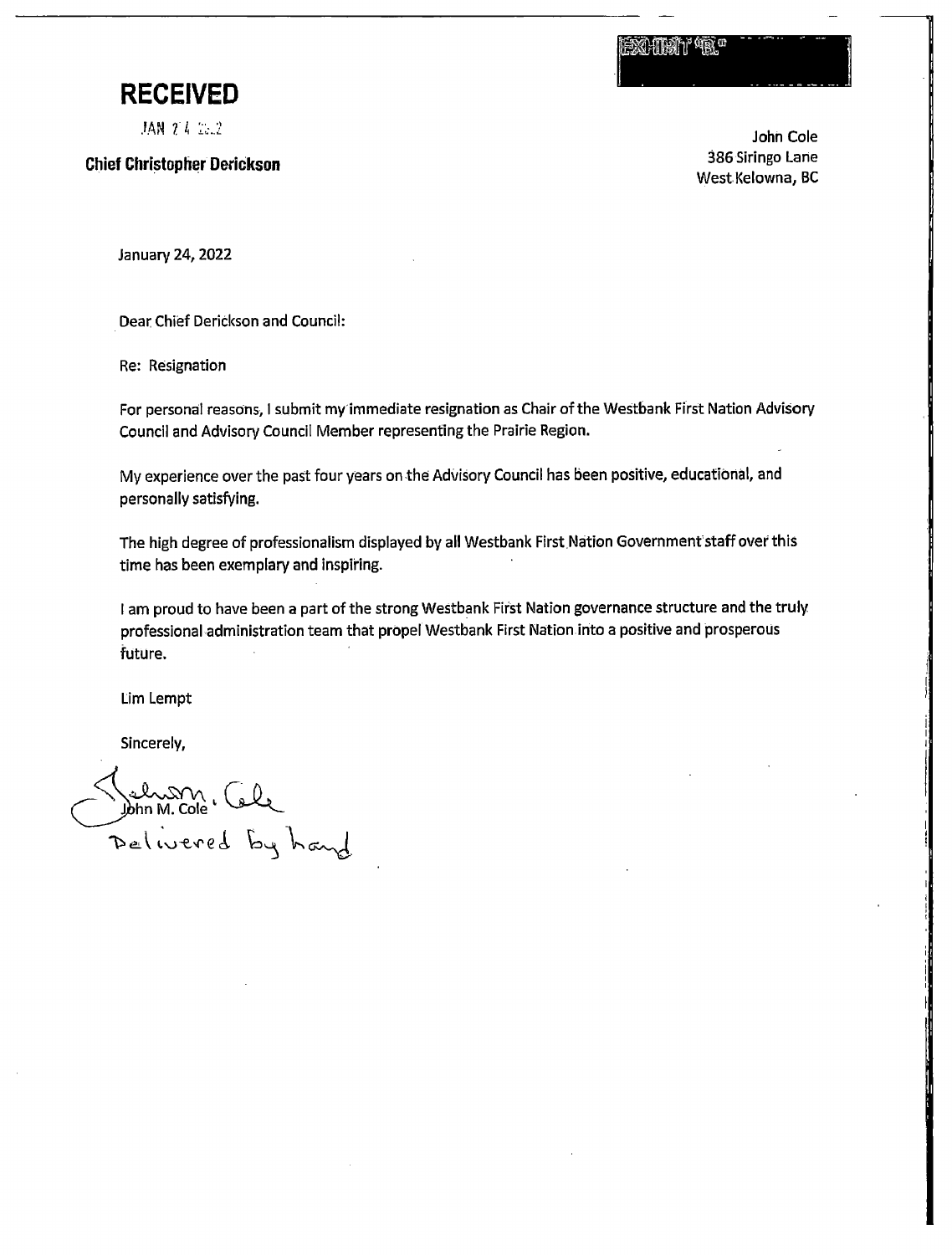EXHIBIT "R"

**RECEIVED**

JAN 24 2022

**Chief Christopher Derickson**

John Cole
386 Siringo Lane
West Kelowna, BC

January 24, 2022

Dear Chief Derickson and Council:

Re: Resignation

For personal reasons, I submit my immediate resignation as Chair of the Westbank First Nation Advisory Council and Advisory Council Member representing the Prairie Region.

My experience over the past four years on the Advisory Council has been positive, educational, and personally satisfying.

The high degree of professionalism displayed by all Westbank First Nation Government staff over this time has been exemplary and inspiring.

I am proud to have been a part of the strong Westbank First Nation governance structure and the truly professional administration team that propel Westbank First Nation into a positive and prosperous future.

Lim Lempt

Sincerely,

John M. Cole

Delivered by hand